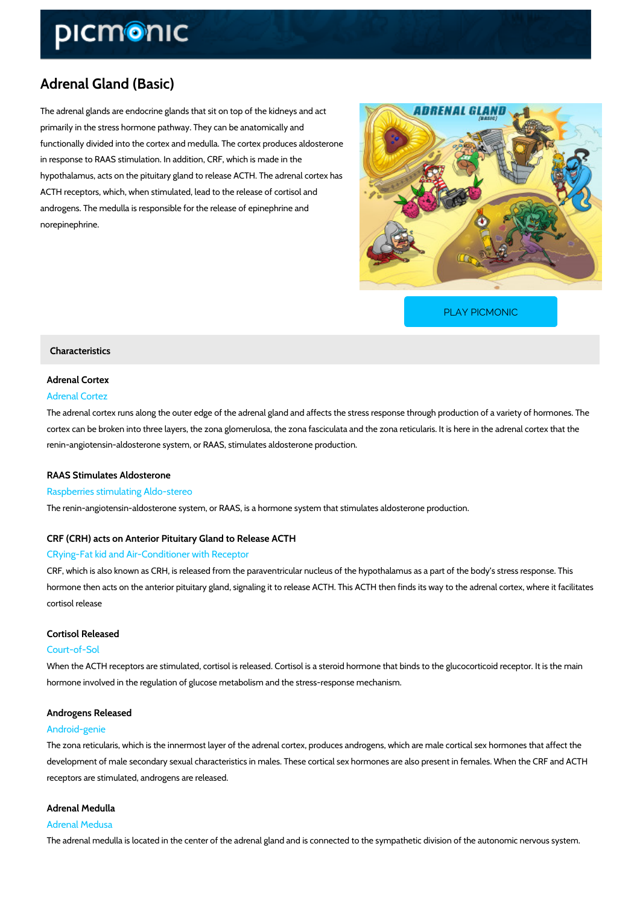# Adrenal Gland (Basic)

The adrenal glands are endocrine glands that sit on top of the kidneys and act primarily in the stress hormone pathway. They can be anatomically and functionally divided into the cortex and medulla. The cortex produces aldosterone in response to RAAS stimulation. In addition, CRF, which is made in the hypothalamus, acts on the pituitary gland to release ACTH. The adrenal cortex has ACTH receptors, which, when stimulated, lead to the release of cortisol and androgens. The medulla is responsible for the release of epinephrine and norepinephrine.

PLAY PICMONIC

## Characteristics

### Adrenal Cortex

Adrenal Cortez

The adrenal cortex runs along the outer edge of the adrenal gland and affects the stress response through production of a variety of hormones. The cortex can be broken into three layers, the zona glomerulosa, the zona fasciculata and the zona reticularis. It is here in the adrenal cortex that the renin-angiotensin-aldosterone system, or RAAS, stimulates aldosterone production.

### RAAS Stimulates Aldosterone

Raspberries stimulating Aldo-stereo

The renin-angiotensin-aldosterone system, or RAAS, is a hormone system that stimulates aldosterone production.

### CRF (CRH) acts on Anterior Pituitary Gland to Release ACTH

CRying-Fat kid and Air-Conditioner with Receptor

CRF, which is also known as CRH, is released from the paraventricular nucleus of the hypothalamus as a part of the body's stress response. This hormone then acts on the anterior pituitary gland, signaling it to release ACTH. This ACTH then finds its way to the adrenal cortex, where it facilitates cortisol release

### Cortisol Released

Court-of-Sol

When the ACTH receptors are stimulated, cortisol is released. Cortisol is a steroid hormone that binds to the glucocorticoid receptor. It is the main hormone involved in the regulation of glucose metabolism and the stress-response mechanism.

### Androgens Released

Android-genie

The zona reticularis, which is the innermost layer of the adrenal cortex, produces androgens, which are male cortical sex hormones that affect the development of male secondary sexual characteristics in males. These cortical sex hormones are also present in females. When the CRF and ACTH receptors are stimulated, androgens are released.

### Adrenal Medulla

Adrenal Medusa

The adrenal medulla is located in the center of the adrenal gland and is connected to the sympathetic division of the autonomic nervous system.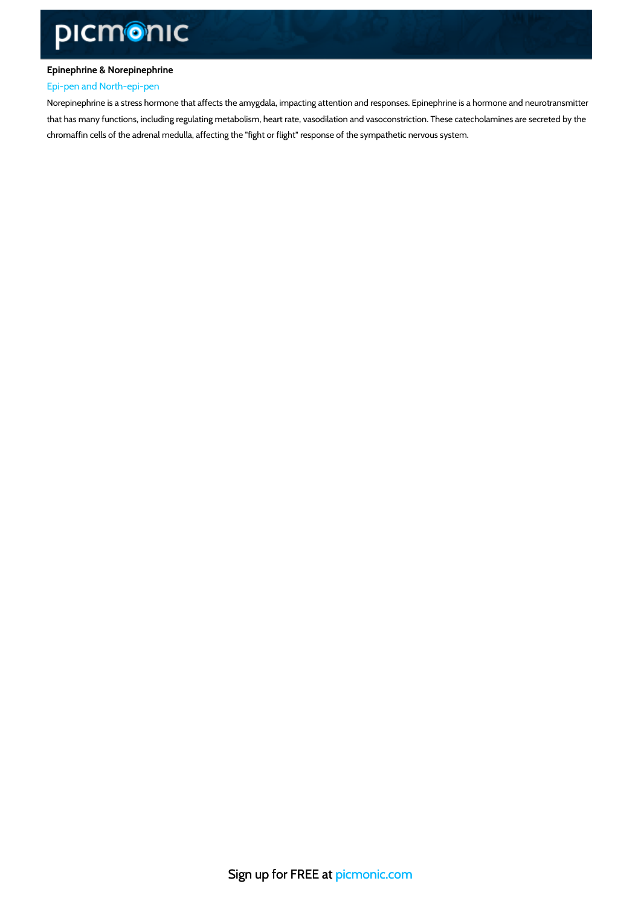**Epinephrine & Norepinephrine**

Epi-pen and North-epi-pen

Norepinephrine is a stress hormone that affects the amygdala, impacting attention and responses. Epinephrine is a hormone and neurotransmitter that has many functions, including regulating metabolism, heart rate, vasodilation and vasoconstriction. These catecholamines are secreted by the chromaffin cells of the adrenal medulla, affecting the "fight or flight" response of the sympathetic nervous system.